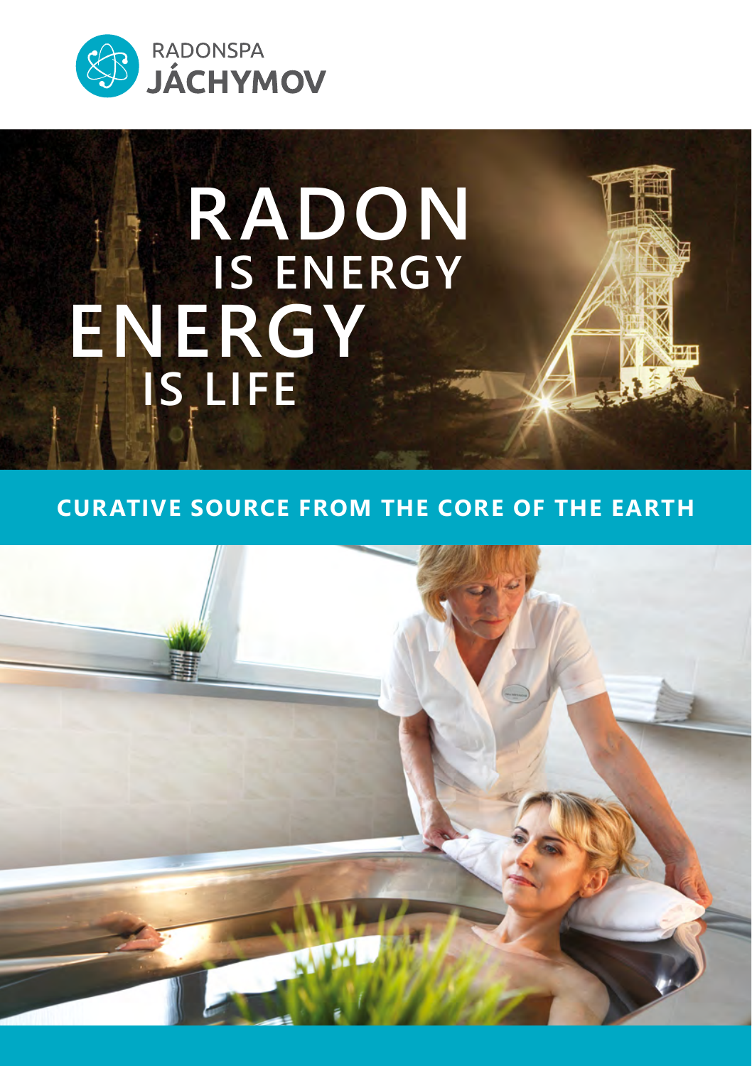RADONSPA
**JÁCHYMOV**

# RADON IS ENERGY ENERGY IS LIFE

## CURATIVE SOURCE FROM THE CORE OF THE EARTH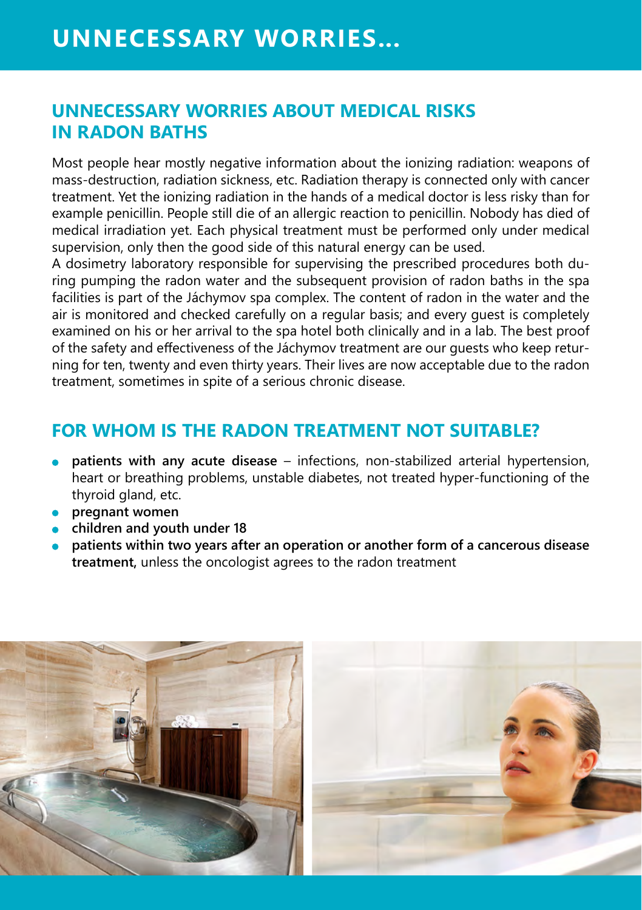# UNNECESSARY WORRIES...

## UNNECESSARY WORRIES ABOUT MEDICAL RISKS IN RADON BATHS

Most people hear mostly negative information about the ionizing radiation: weapons of mass-destruction, radiation sickness, etc. Radiation therapy is connected only with cancer treatment. Yet the ionizing radiation in the hands of a medical doctor is less risky than for example penicillin. People still die of an allergic reaction to penicillin. Nobody has died of medical irradiation yet. Each physical treatment must be performed only under medical supervision, only then the good side of this natural energy can be used.

A dosimetry laboratory responsible for supervising the prescribed procedures both during pumping the radon water and the subsequent provision of radon baths in the spa facilities is part of the Jáchymov spa complex. The content of radon in the water and the air is monitored and checked carefully on a regular basis; and every guest is completely examined on his or her arrival to the spa hotel both clinically and in a lab. The best proof of the safety and effectiveness of the Jáchymov treatment are our guests who keep returning for ten, twenty and even thirty years. Their lives are now acceptable due to the radon treatment, sometimes in spite of a serious chronic disease.

## FOR WHOM IS THE RADON TREATMENT NOT SUITABLE?

- **patients with any acute disease** – infections, non-stabilized arterial hypertension, heart or breathing problems, unstable diabetes, not treated hyper-functioning of the thyroid gland, etc.
- **pregnant women**
- **children and youth under 18**
- **patients within two years after an operation or another form of a cancerous disease treatment,** unless the oncologist agrees to the radon treatment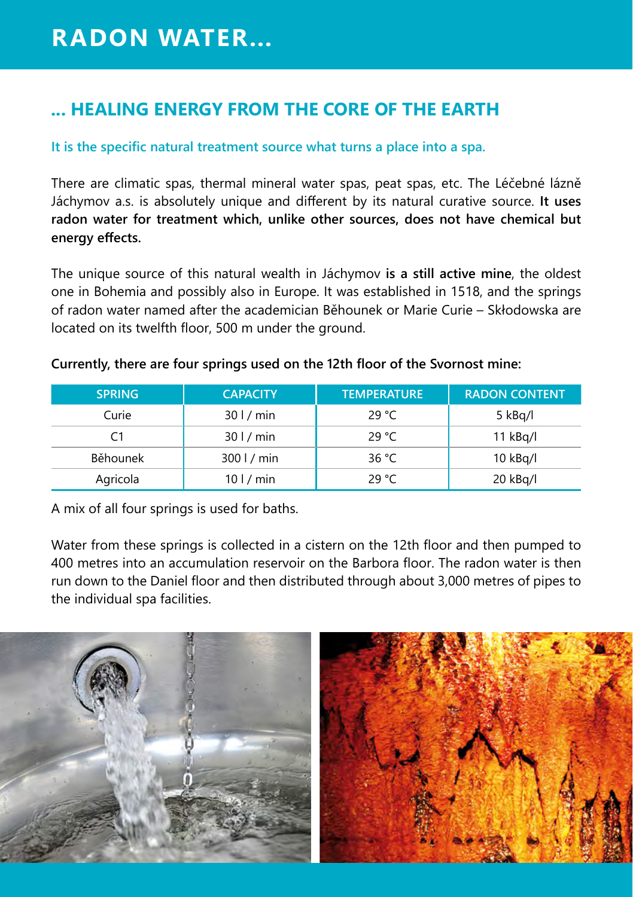# RADON WATER...

## ... HEALING ENERGY FROM THE CORE OF THE EARTH

**It is the specific natural treatment source what turns a place into a spa.**

There are climatic spas, thermal mineral water spas, peat spas, etc. The Léčebné lázně Jáchymov a.s. is absolutely unique and different by its natural curative source. **It uses radon water for treatment which, unlike other sources, does not have chemical but energy effects.**

The unique source of this natural wealth in Jáchymov **is a still active mine**, the oldest one in Bohemia and possibly also in Europe. It was established in 1518, and the springs of radon water named after the academician Běhounek or Marie Curie – Skłodowska are located on its twelfth floor, 500 m under the ground.

**Currently, there are four springs used on the 12th floor of the Svornost mine:**

| SPRING | CAPACITY | TEMPERATURE | RADON CONTENT |
|---|---|---|---|
| Curie | 30 l / min | 29 °C | 5 kBq/l |
| C1 | 30 l / min | 29 °C | 11 kBq/l |
| Běhounek | 300 l / min | 36 °C | 10 kBq/l |
| Agricola | 10 l / min | 29 °C | 20 kBq/l |

A mix of all four springs is used for baths.

Water from these springs is collected in a cistern on the 12th floor and then pumped to 400 metres into an accumulation reservoir on the Barbora floor. The radon water is then run down to the Daniel floor and then distributed through about 3,000 metres of pipes to the individual spa facilities.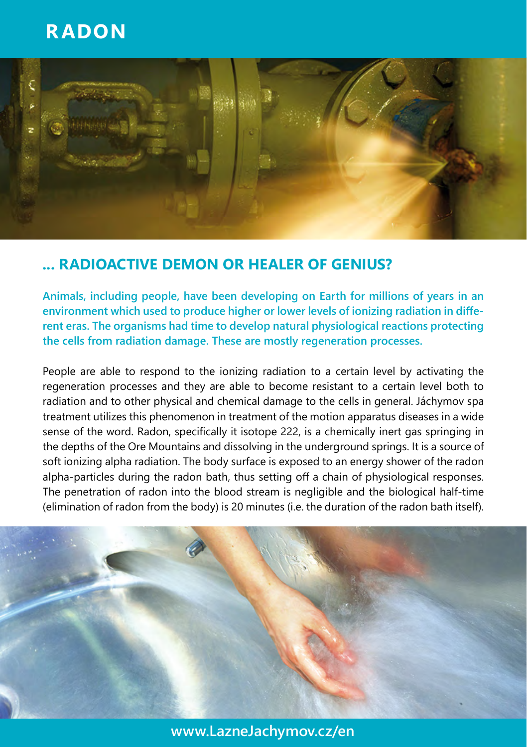# RADON

## ... RADIOACTIVE DEMON OR HEALER OF GENIUS?

**Animals, including people, have been developing on Earth for millions of years in an environment which used to produce higher or lower levels of ionizing radiation in different eras. The organisms had time to develop natural physiological reactions protecting the cells from radiation damage. These are mostly regeneration processes.**

People are able to respond to the ionizing radiation to a certain level by activating the regeneration processes and they are able to become resistant to a certain level both to radiation and to other physical and chemical damage to the cells in general. Jáchymov spa treatment utilizes this phenomenon in treatment of the motion apparatus diseases in a wide sense of the word. Radon, specifically it isotope 222, is a chemically inert gas springing in the depths of the Ore Mountains and dissolving in the underground springs. It is a source of soft ionizing alpha radiation. The body surface is exposed to an energy shower of the radon alpha-particles during the radon bath, thus setting off a chain of physiological responses. The penetration of radon into the blood stream is negligible and the biological half-time (elimination of radon from the body) is 20 minutes (i.e. the duration of the radon bath itself).

www.LazneJachymov.cz/en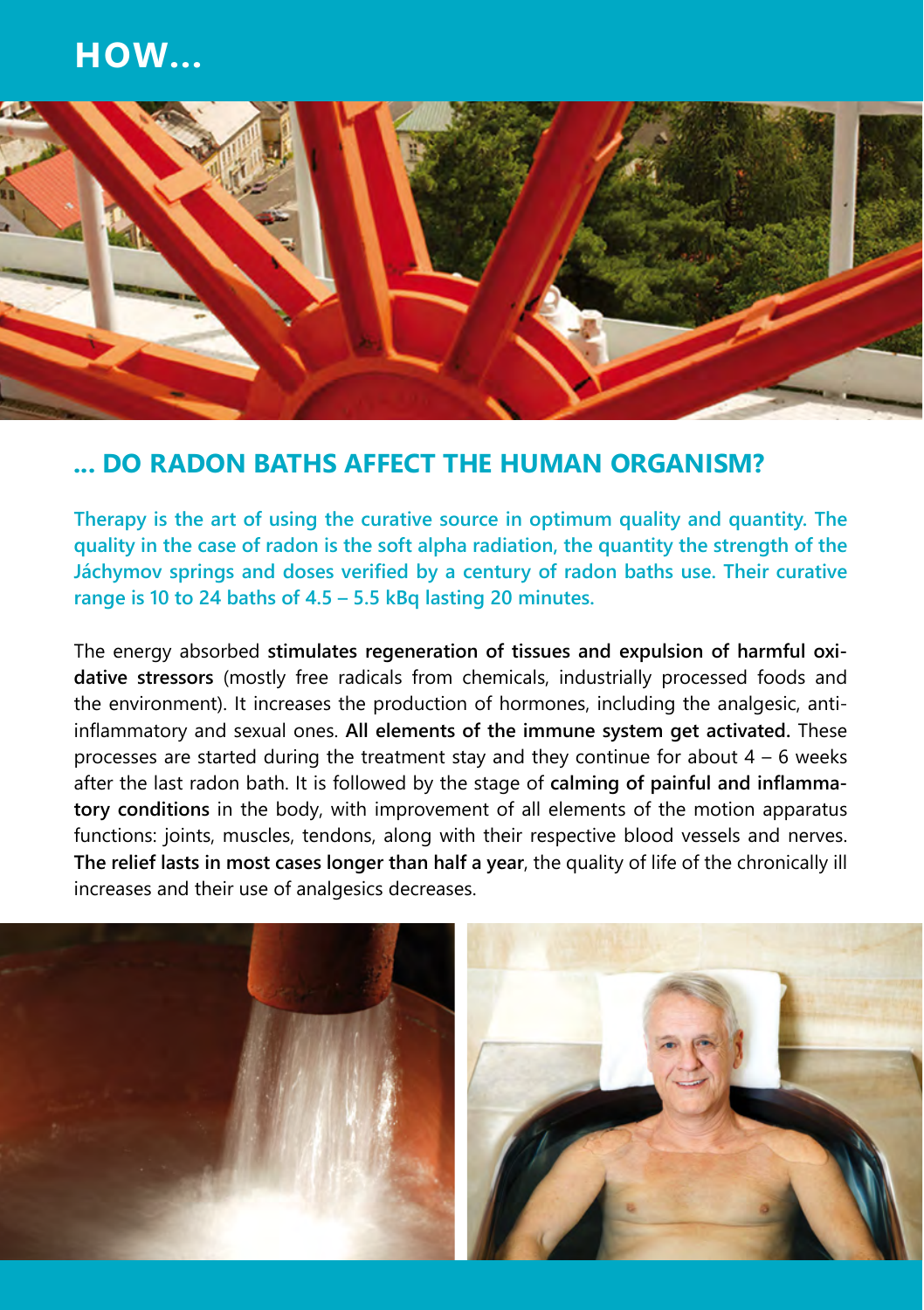# HOW…

## … DO RADON BATHS AFFECT THE HUMAN ORGANISM?

**Therapy is the art of using the curative source in optimum quality and quantity. The quality in the case of radon is the soft alpha radiation, the quantity the strength of the Jáchymov springs and doses verified by a century of radon baths use. Their curative range is 10 to 24 baths of 4.5 – 5.5 kBq lasting 20 minutes.**

The energy absorbed **stimulates regeneration of tissues and expulsion of harmful oxidative stressors** (mostly free radicals from chemicals, industrially processed foods and the environment). It increases the production of hormones, including the analgesic, anti-inflammatory and sexual ones. **All elements of the immune system get activated.** These processes are started during the treatment stay and they continue for about 4 – 6 weeks after the last radon bath. It is followed by the stage of **calming of painful and inflammatory conditions** in the body, with improvement of all elements of the motion apparatus functions: joints, muscles, tendons, along with their respective blood vessels and nerves. **The relief lasts in most cases longer than half a year**, the quality of life of the chronically ill increases and their use of analgesics decreases.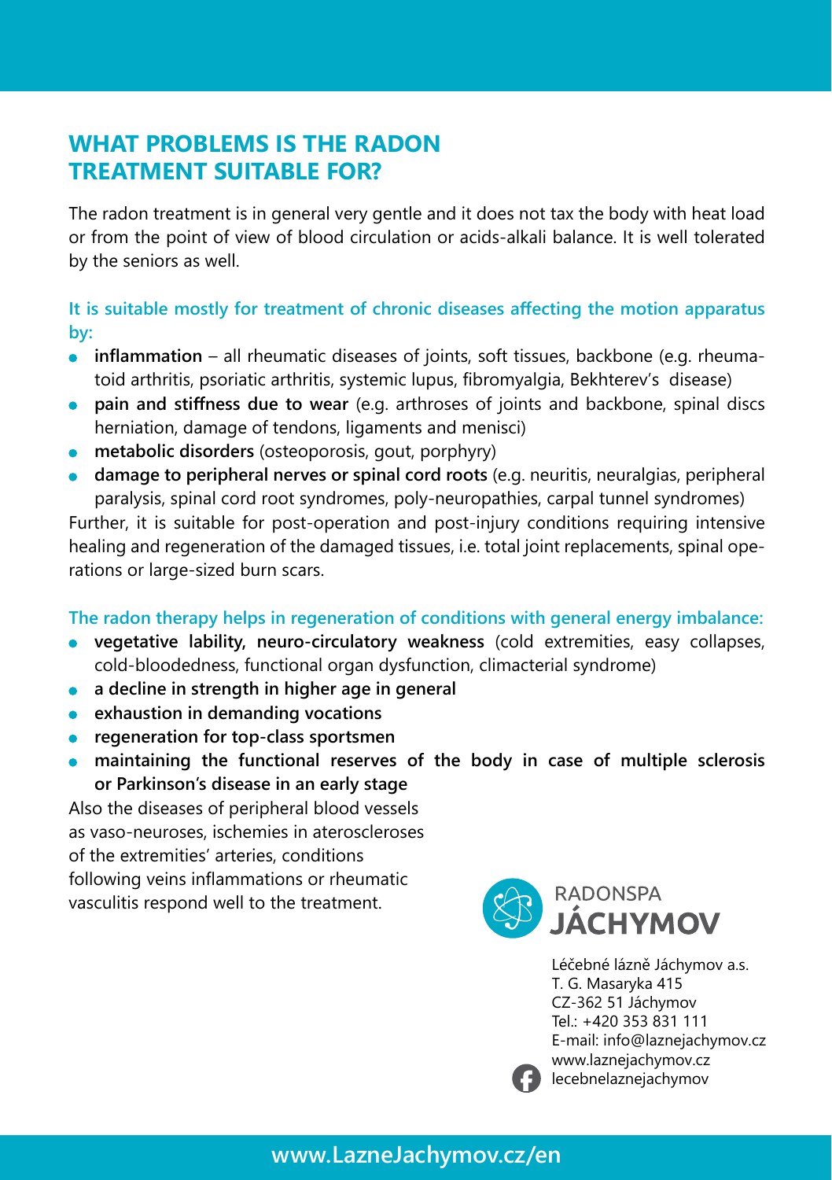# WHAT PROBLEMS IS THE RADON TREATMENT SUITABLE FOR?

The radon treatment is in general very gentle and it does not tax the body with heat load or from the point of view of blood circulation or acids-alkali balance. It is well tolerated by the seniors as well.

**It is suitable mostly for treatment of chronic diseases affecting the motion apparatus by:**

- **inflammation** – all rheumatic diseases of joints, soft tissues, backbone (e.g. rheumatoid arthritis, psoriatic arthritis, systemic lupus, fibromyalgia, Bekhterev's disease)
- **pain and stiffness due to wear** (e.g. arthroses of joints and backbone, spinal discs herniation, damage of tendons, ligaments and menisci)
- **metabolic disorders** (osteoporosis, gout, porphyry)
- **damage to peripheral nerves or spinal cord roots** (e.g. neuritis, neuralgias, peripheral paralysis, spinal cord root syndromes, poly-neuropathies, carpal tunnel syndromes)

Further, it is suitable for post-operation and post-injury conditions requiring intensive healing and regeneration of the damaged tissues, i.e. total joint replacements, spinal operations or large-sized burn scars.

**The radon therapy helps in regeneration of conditions with general energy imbalance:**

- **vegetative lability, neuro-circulatory weakness** (cold extremities, easy collapses, cold-bloodedness, functional organ dysfunction, climacterial syndrome)
- **a decline in strength in higher age in general**
- **exhaustion in demanding vocations**
- **regeneration for top-class sportsmen**
- **maintaining the functional reserves of the body in case of multiple sclerosis or Parkinson's disease in an early stage**

Also the diseases of peripheral blood vessels as vaso-neuroses, ischemies in ateroscleroses of the extremities' arteries, conditions following veins inflammations or rheumatic vasculitis respond well to the treatment.

RADONSPA JÁCHYMOV

Léčebné lázně Jáchymov a.s.
T. G. Masaryka 415
CZ-362 51 Jáchymov
Tel.: +420 353 831 111
E-mail: info@laznejachymov.cz
www.laznejachymov.cz
lecebnelaznejachymov

www.LazneJachymov.cz/en